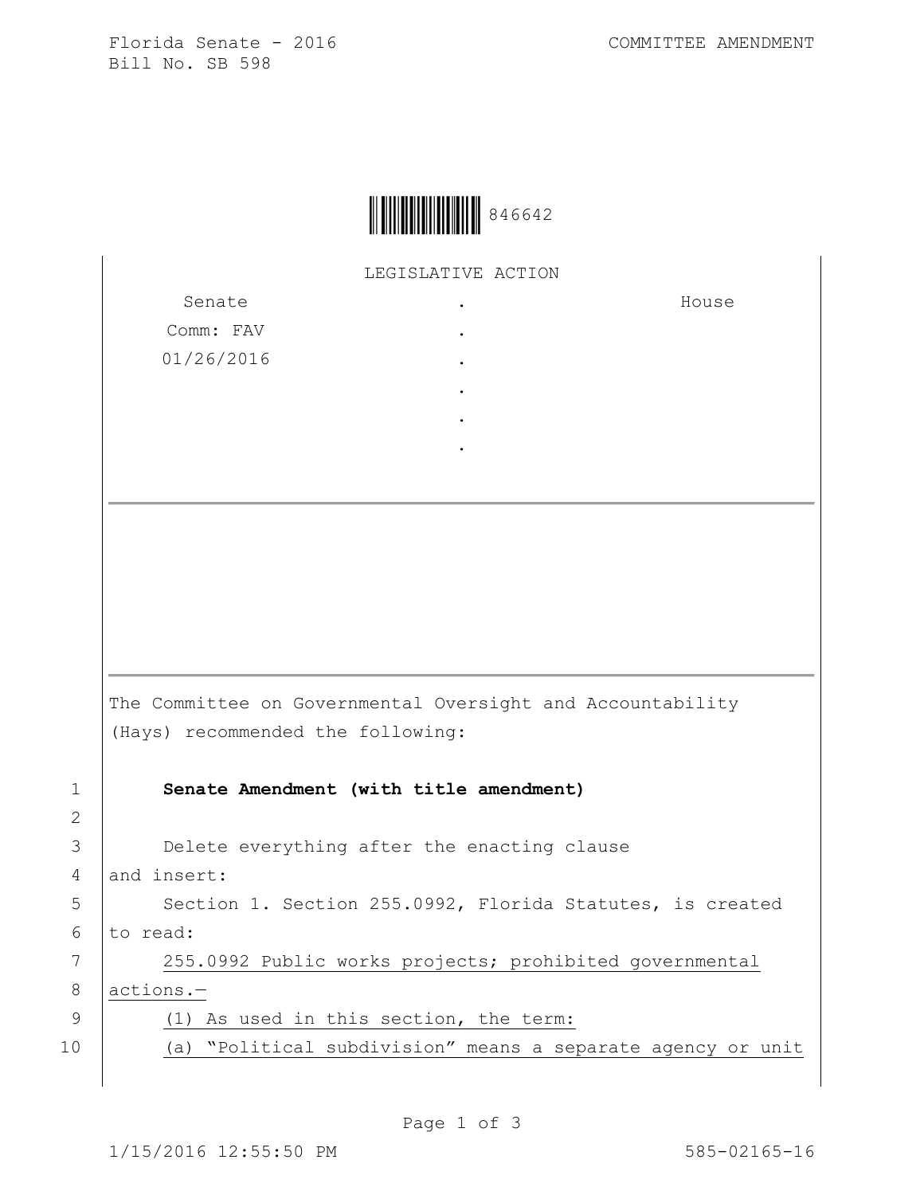Florida Senate - 2016
Bill No. SB 598

COMMITTEE AMENDMENT

846642

LEGISLATIVE ACTION

| Senate | . | House |
|---|---|---|
| Comm: FAV | . | |
| 01/26/2016 | . | |
| | . | |
| | . | |
| | . | |

The Committee on Governmental Oversight and Accountability (Hays) recommended the following:

1 **Senate Amendment (with title amendment)**

2

3 Delete everything after the enacting clause
4 and insert:
5 Section 1. Section 255.0992, Florida Statutes, is created
6 to read:
7 255.0992 Public works projects; prohibited governmental
8 actions.—
9 (1) As used in this section, the term:
10 (a) "Political subdivision" means a separate agency or unit

1/15/2016 12:55:50 PM

585-02165-16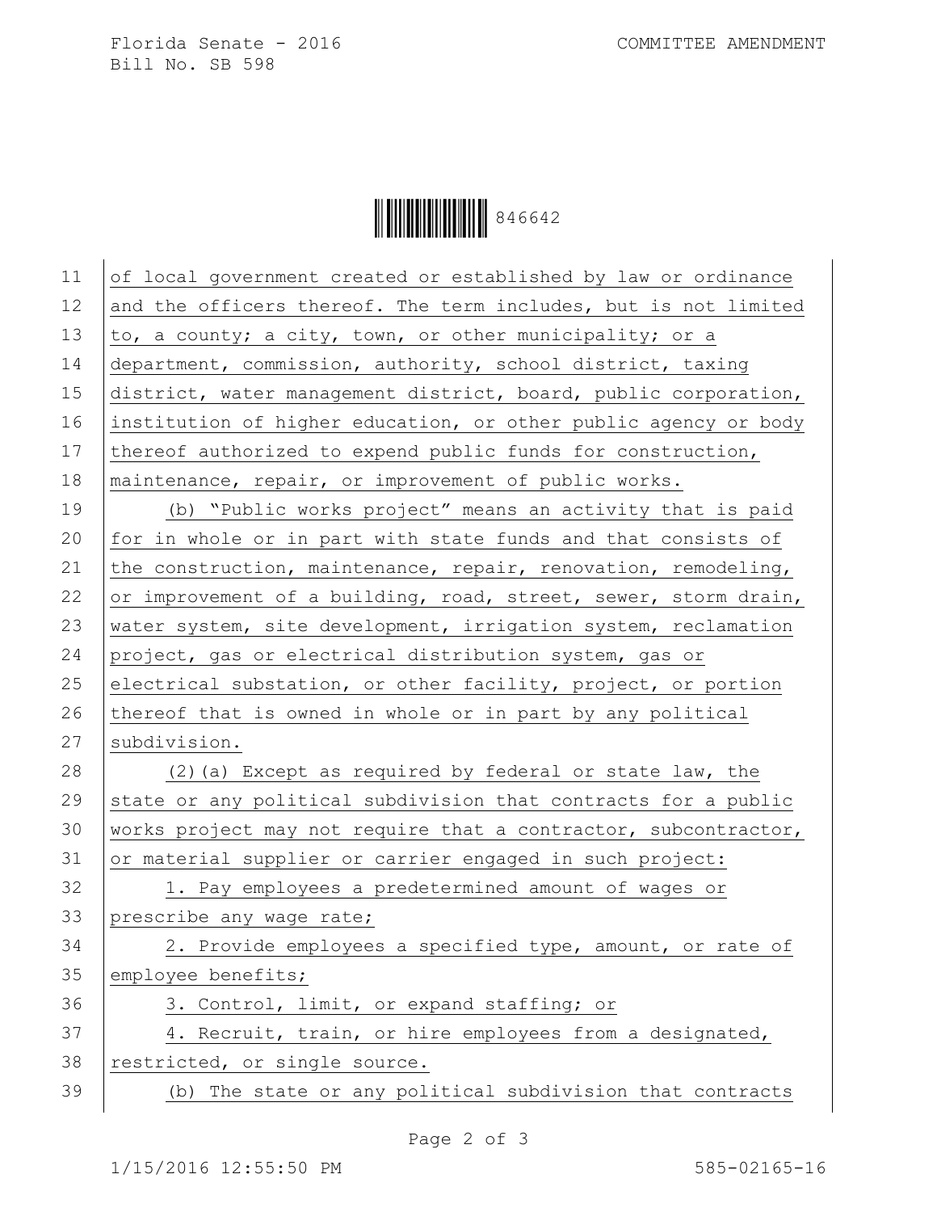of local government created or established by law or ordinance and the officers thereof. The term includes, but is not limited to, a county; a city, town, or other municipality; or a department, commission, authority, school district, taxing district, water management district, board, public corporation, institution of higher education, or other public agency or body thereof authorized to expend public funds for construction, maintenance, repair, or improvement of public works.

(b) "Public works project" means an activity that is paid for in whole or in part with state funds and that consists of the construction, maintenance, repair, renovation, remodeling, or improvement of a building, road, street, sewer, storm drain, water system, site development, irrigation system, reclamation project, gas or electrical distribution system, gas or electrical substation, or other facility, project, or portion thereof that is owned in whole or in part by any political subdivision.

(2)(a) Except as required by federal or state law, the state or any political subdivision that contracts for a public works project may not require that a contractor, subcontractor, or material supplier or carrier engaged in such project:

1. Pay employees a predetermined amount of wages or prescribe any wage rate;

2. Provide employees a specified type, amount, or rate of employee benefits;

3. Control, limit, or expand staffing; or

4. Recruit, train, or hire employees from a designated, restricted, or single source.

(b) The state or any political subdivision that contracts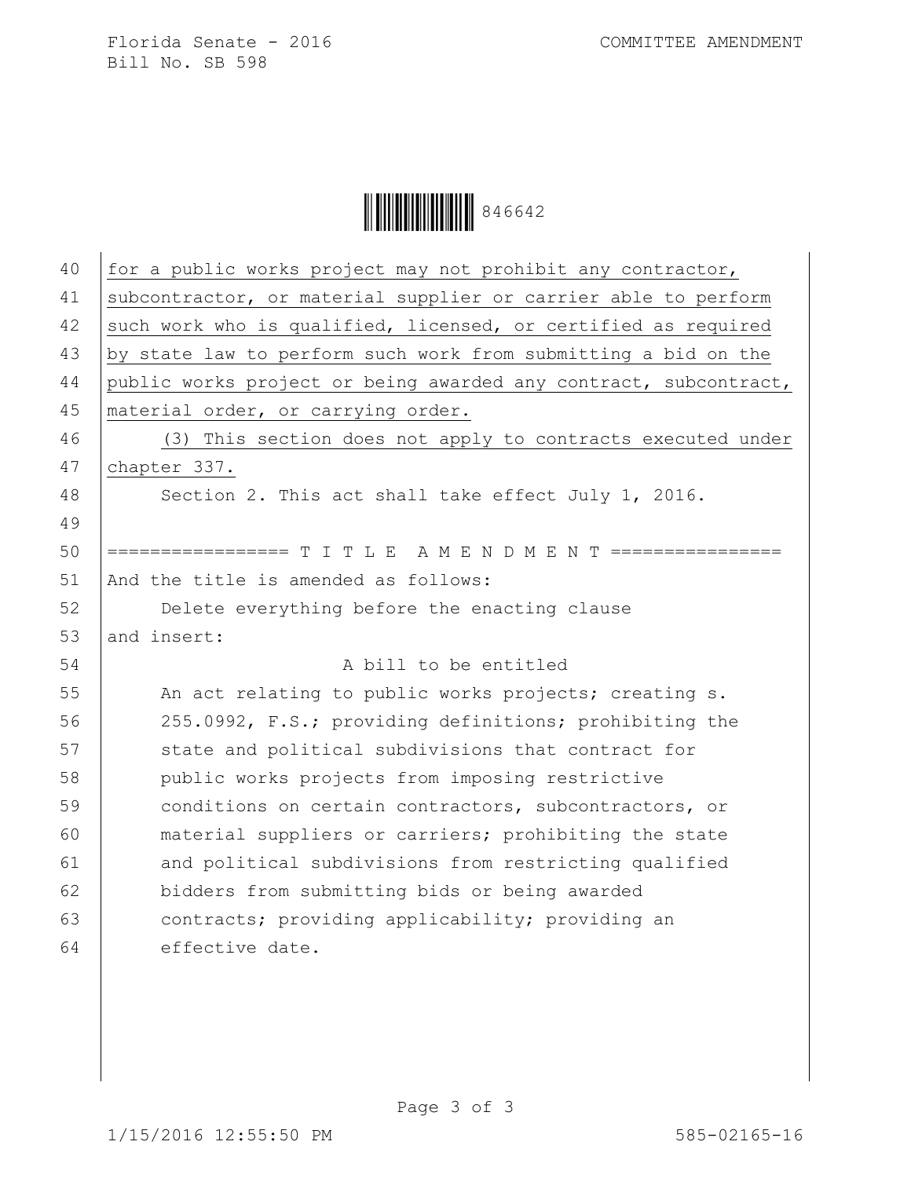for a public works project may not prohibit any contractor, subcontractor, or material supplier or carrier able to perform such work who is qualified, licensed, or certified as required by state law to perform such work from submitting a bid on the public works project or being awarded any contract, subcontract, material order, or carrying order.

(3) This section does not apply to contracts executed under chapter 337.

Section 2. This act shall take effect July 1, 2016.

================= T I T L E A M E N D M E N T ================

And the title is amended as follows:

Delete everything before the enacting clause and insert:

A bill to be entitled

An act relating to public works projects; creating s. 255.0992, F.S.; providing definitions; prohibiting the state and political subdivisions that contract for public works projects from imposing restrictive conditions on certain contractors, subcontractors, or material suppliers or carriers; prohibiting the state and political subdivisions from restricting qualified bidders from submitting bids or being awarded contracts; providing applicability; providing an effective date.